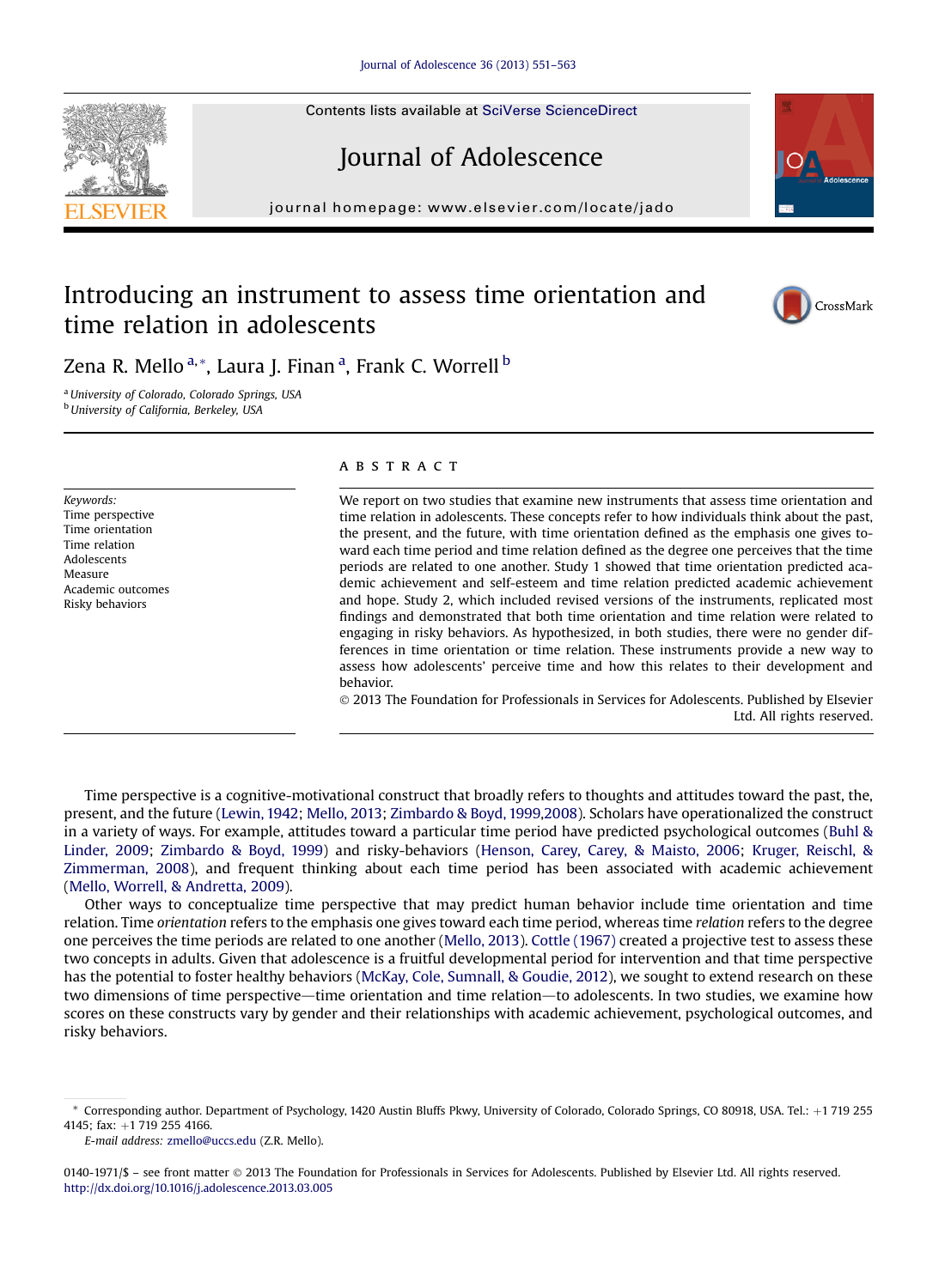# Introducing an instrument to assess time orientation and time relation in adolescents

Zena R. Mello [a,*], Laura J. Finan [a], Frank C. Worrell [b]

[a] University of Colorado, Colorado Springs, USA
[b] University of California, Berkeley, USA

Keywords:
Time perspective
Time orientation
Time relation
Adolescents
Measure
Academic outcomes
Risky behaviors

## ABSTRACT

We report on two studies that examine new instruments that assess time orientation and time relation in adolescents. These concepts refer to how individuals think about the past, the present, and the future, with time orientation defined as the emphasis one gives toward each time period and time relation defined as the degree one perceives that the time periods are related to one another. Study 1 showed that time orientation predicted academic achievement and self-esteem and time relation predicted academic achievement and hope. Study 2, which included revised versions of the instruments, replicated most findings and demonstrated that both time orientation and time relation were related to engaging in risky behaviors. As hypothesized, in both studies, there were no gender differences in time orientation or time relation. These instruments provide a new way to assess how adolescents' perceive time and how this relates to their development and behavior.

© 2013 The Foundation for Professionals in Services for Adolescents. Published by Elsevier Ltd. All rights reserved.

Time perspective is a cognitive-motivational construct that broadly refers to thoughts and attitudes toward the past, the, present, and the future (Lewin, 1942; Mello, 2013; Zimbardo & Boyd, 1999,2008). Scholars have operationalized the construct in a variety of ways. For example, attitudes toward a particular time period have predicted psychological outcomes (Buhl & Linder, 2009; Zimbardo & Boyd, 1999) and risky-behaviors (Henson, Carey, Carey, & Maisto, 2006; Kruger, Reischl, & Zimmerman, 2008), and frequent thinking about each time period has been associated with academic achievement (Mello, Worrell, & Andretta, 2009).

Other ways to conceptualize time perspective that may predict human behavior include time orientation and time relation. Time *orientation* refers to the emphasis one gives toward each time period, whereas time *relation* refers to the degree one perceives the time periods are related to one another (Mello, 2013). Cottle (1967) created a projective test to assess these two concepts in adults. Given that adolescence is a fruitful developmental period for intervention and that time perspective has the potential to foster healthy behaviors (McKay, Cole, Sumnall, & Goudie, 2012), we sought to extend research on these two dimensions of time perspective—time orientation and time relation—to adolescents. In two studies, we examine how scores on these constructs vary by gender and their relationships with academic achievement, psychological outcomes, and risky behaviors.

\* Corresponding author. Department of Psychology, 1420 Austin Bluffs Pkwy, University of Colorado, Colorado Springs, CO 80918, USA. Tel.: +1 719 255 4145; fax: +1 719 255 4166.
E-mail address: zmello@uccs.edu (Z.R. Mello).

0140-1971/$ – see front matter © 2013 The Foundation for Professionals in Services for Adolescents. Published by Elsevier Ltd. All rights reserved.
http://dx.doi.org/10.1016/j.adolescence.2013.03.005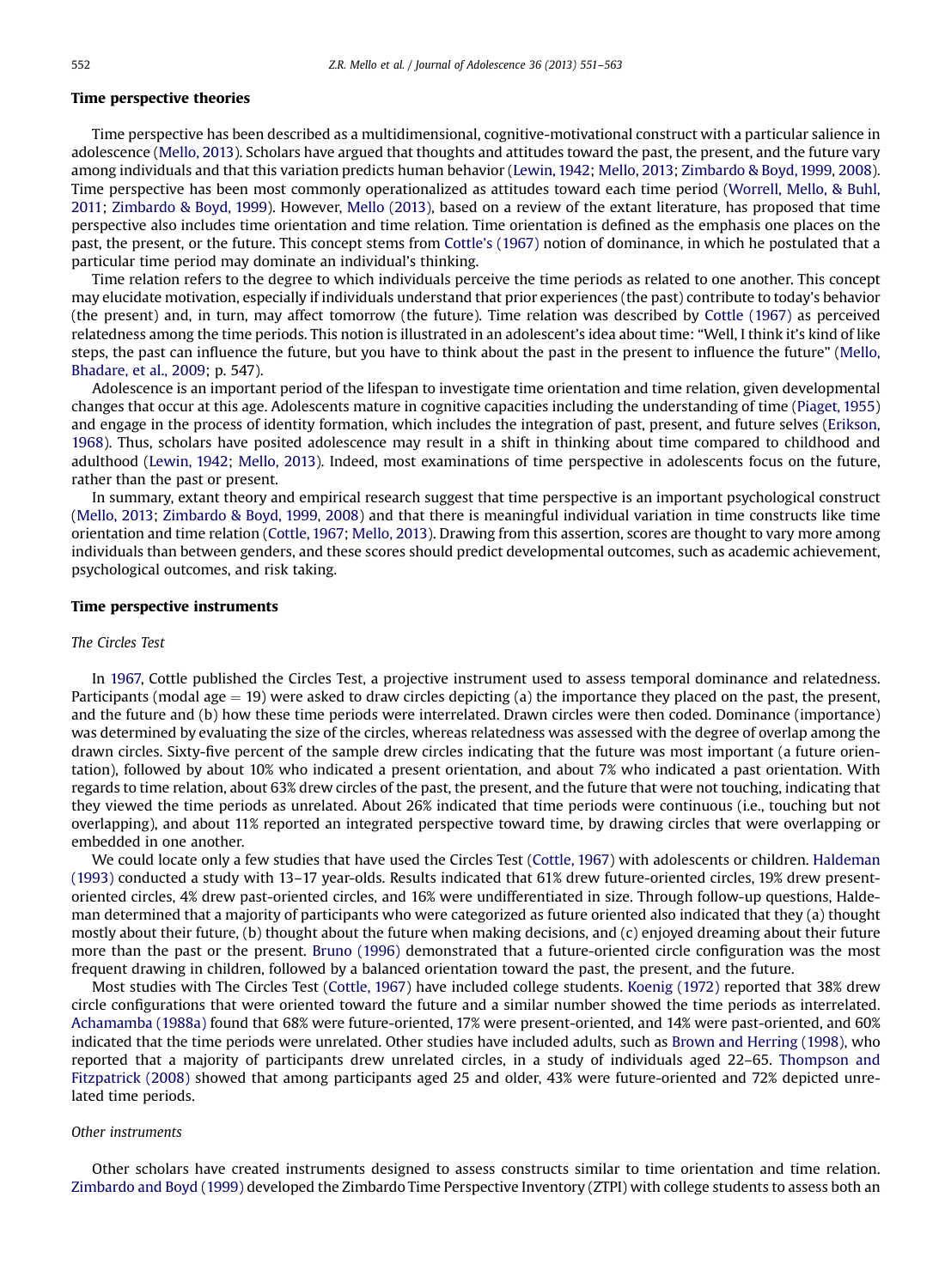## Time perspective theories

Time perspective has been described as a multidimensional, cognitive-motivational construct with a particular salience in adolescence (Mello, 2013). Scholars have argued that thoughts and attitudes toward the past, the present, and the future vary among individuals and that this variation predicts human behavior (Lewin, 1942; Mello, 2013; Zimbardo & Boyd, 1999, 2008). Time perspective has been most commonly operationalized as attitudes toward each time period (Worrell, Mello, & Buhl, 2011; Zimbardo & Boyd, 1999). However, Mello (2013), based on a review of the extant literature, has proposed that time perspective also includes time orientation and time relation. Time orientation is defined as the emphasis one places on the past, the present, or the future. This concept stems from Cottle's (1967) notion of dominance, in which he postulated that a particular time period may dominate an individual's thinking.

Time relation refers to the degree to which individuals perceive the time periods as related to one another. This concept may elucidate motivation, especially if individuals understand that prior experiences (the past) contribute to today's behavior (the present) and, in turn, may affect tomorrow (the future). Time relation was described by Cottle (1967) as perceived relatedness among the time periods. This notion is illustrated in an adolescent's idea about time: "Well, I think it's kind of like steps, the past can influence the future, but you have to think about the past in the present to influence the future" (Mello, Bhadare, et al., 2009; p. 547).

Adolescence is an important period of the lifespan to investigate time orientation and time relation, given developmental changes that occur at this age. Adolescents mature in cognitive capacities including the understanding of time (Piaget, 1955) and engage in the process of identity formation, which includes the integration of past, present, and future selves (Erikson, 1968). Thus, scholars have posited adolescence may result in a shift in thinking about time compared to childhood and adulthood (Lewin, 1942; Mello, 2013). Indeed, most examinations of time perspective in adolescents focus on the future, rather than the past or present.

In summary, extant theory and empirical research suggest that time perspective is an important psychological construct (Mello, 2013; Zimbardo & Boyd, 1999, 2008) and that there is meaningful individual variation in time constructs like time orientation and time relation (Cottle, 1967; Mello, 2013). Drawing from this assertion, scores are thought to vary more among individuals than between genders, and these scores should predict developmental outcomes, such as academic achievement, psychological outcomes, and risk taking.

## Time perspective instruments

### *The Circles Test*

In 1967, Cottle published the Circles Test, a projective instrument used to assess temporal dominance and relatedness. Participants (modal age = 19) were asked to draw circles depicting (a) the importance they placed on the past, the present, and the future and (b) how these time periods were interrelated. Drawn circles were then coded. Dominance (importance) was determined by evaluating the size of the circles, whereas relatedness was assessed with the degree of overlap among the drawn circles. Sixty-five percent of the sample drew circles indicating that the future was most important (a future orientation), followed by about 10% who indicated a present orientation, and about 7% who indicated a past orientation. With regards to time relation, about 63% drew circles of the past, the present, and the future that were not touching, indicating that they viewed the time periods as unrelated. About 26% indicated that time periods were continuous (i.e., touching but not overlapping), and about 11% reported an integrated perspective toward time, by drawing circles that were overlapping or embedded in one another.

We could locate only a few studies that have used the Circles Test (Cottle, 1967) with adolescents or children. Haldeman (1993) conducted a study with 13–17 year-olds. Results indicated that 61% drew future-oriented circles, 19% drew present-oriented circles, 4% drew past-oriented circles, and 16% were undifferentiated in size. Through follow-up questions, Haldeman determined that a majority of participants who were categorized as future oriented also indicated that they (a) thought mostly about their future, (b) thought about the future when making decisions, and (c) enjoyed dreaming about their future more than the past or the present. Bruno (1996) demonstrated that a future-oriented circle configuration was the most frequent drawing in children, followed by a balanced orientation toward the past, the present, and the future.

Most studies with The Circles Test (Cottle, 1967) have included college students. Koenig (1972) reported that 38% drew circle configurations that were oriented toward the future and a similar number showed the time periods as interrelated. Achamamba (1988a) found that 68% were future-oriented, 17% were present-oriented, and 14% were past-oriented, and 60% indicated that the time periods were unrelated. Other studies have included adults, such as Brown and Herring (1998), who reported that a majority of participants drew unrelated circles, in a study of individuals aged 22–65. Thompson and Fitzpatrick (2008) showed that among participants aged 25 and older, 43% were future-oriented and 72% depicted unrelated time periods.

### *Other instruments*

Other scholars have created instruments designed to assess constructs similar to time orientation and time relation. Zimbardo and Boyd (1999) developed the Zimbardo Time Perspective Inventory (ZTPI) with college students to assess both an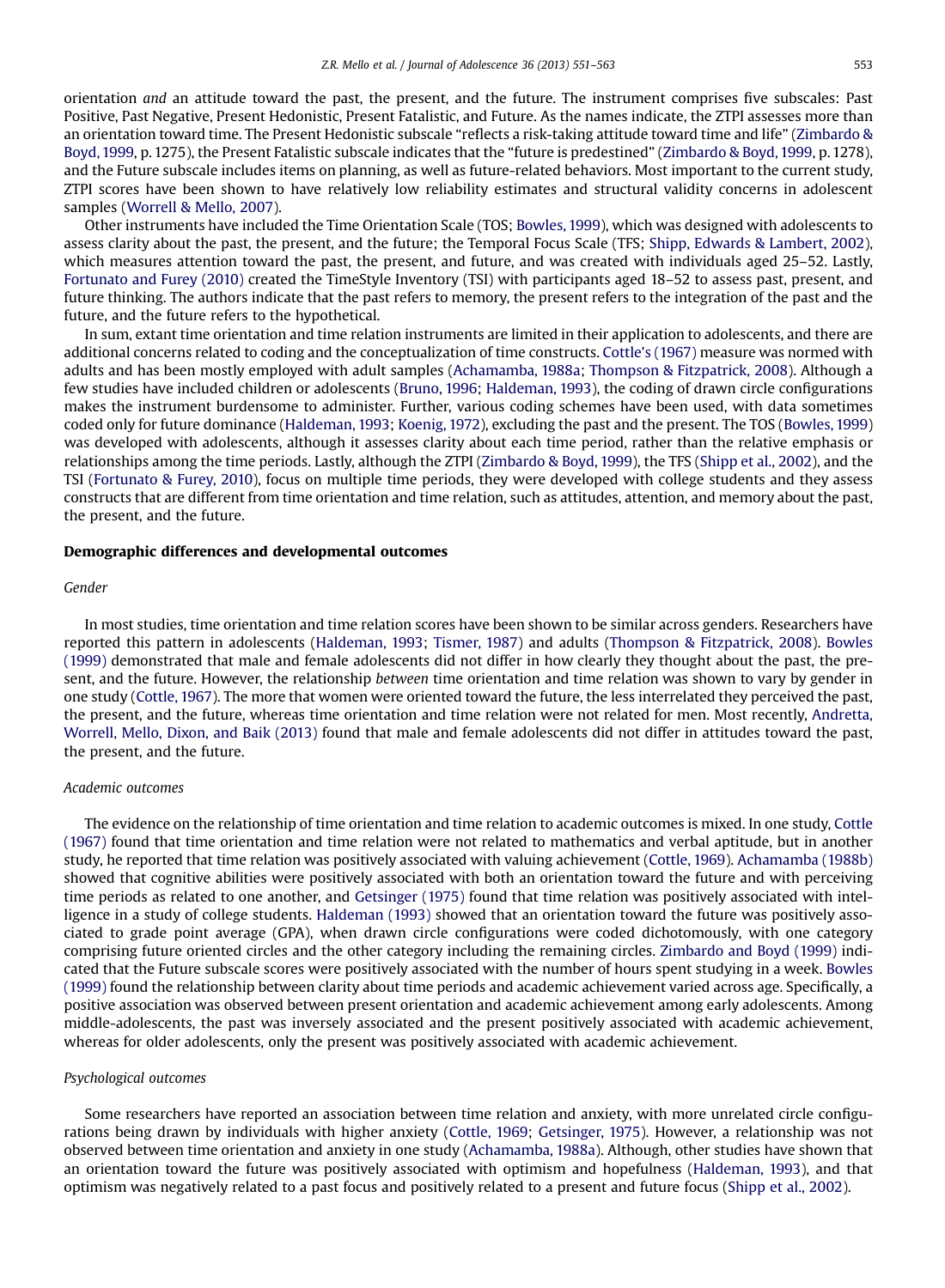orientation *and* an attitude toward the past, the present, and the future. The instrument comprises five subscales: Past Positive, Past Negative, Present Hedonistic, Present Fatalistic, and Future. As the names indicate, the ZTPI assesses more than an orientation toward time. The Present Hedonistic subscale "reflects a risk-taking attitude toward time and life" (Zimbardo & Boyd, 1999, p. 1275), the Present Fatalistic subscale indicates that the "future is predestined" (Zimbardo & Boyd, 1999, p. 1278), and the Future subscale includes items on planning, as well as future-related behaviors. Most important to the current study, ZTPI scores have been shown to have relatively low reliability estimates and structural validity concerns in adolescent samples (Worrell & Mello, 2007).

Other instruments have included the Time Orientation Scale (TOS; Bowles, 1999), which was designed with adolescents to assess clarity about the past, the present, and the future; the Temporal Focus Scale (TFS; Shipp, Edwards & Lambert, 2002), which measures attention toward the past, the present, and future, and was created with individuals aged 25–52. Lastly, Fortunato and Furey (2010) created the TimeStyle Inventory (TSI) with participants aged 18–52 to assess past, present, and future thinking. The authors indicate that the past refers to memory, the present refers to the integration of the past and the future, and the future refers to the hypothetical.

In sum, extant time orientation and time relation instruments are limited in their application to adolescents, and there are additional concerns related to coding and the conceptualization of time constructs. Cottle's (1967) measure was normed with adults and has been mostly employed with adult samples (Achamamba, 1988a; Thompson & Fitzpatrick, 2008). Although a few studies have included children or adolescents (Bruno, 1996; Haldeman, 1993), the coding of drawn circle configurations makes the instrument burdensome to administer. Further, various coding schemes have been used, with data sometimes coded only for future dominance (Haldeman, 1993; Koenig, 1972), excluding the past and the present. The TOS (Bowles, 1999) was developed with adolescents, although it assesses clarity about each time period, rather than the relative emphasis or relationships among the time periods. Lastly, although the ZTPI (Zimbardo & Boyd, 1999), the TFS (Shipp et al., 2002), and the TSI (Fortunato & Furey, 2010), focus on multiple time periods, they were developed with college students and they assess constructs that are different from time orientation and time relation, such as attitudes, attention, and memory about the past, the present, and the future.

## Demographic differences and developmental outcomes

### *Gender*

In most studies, time orientation and time relation scores have been shown to be similar across genders. Researchers have reported this pattern in adolescents (Haldeman, 1993; Tismer, 1987) and adults (Thompson & Fitzpatrick, 2008). Bowles (1999) demonstrated that male and female adolescents did not differ in how clearly they thought about the past, the present, and the future. However, the relationship *between* time orientation and time relation was shown to vary by gender in one study (Cottle, 1967). The more that women were oriented toward the future, the less interrelated they perceived the past, the present, and the future, whereas time orientation and time relation were not related for men. Most recently, Andretta, Worrell, Mello, Dixon, and Baik (2013) found that male and female adolescents did not differ in attitudes toward the past, the present, and the future.

### *Academic outcomes*

The evidence on the relationship of time orientation and time relation to academic outcomes is mixed. In one study, Cottle (1967) found that time orientation and time relation were not related to mathematics and verbal aptitude, but in another study, he reported that time relation was positively associated with valuing achievement (Cottle, 1969). Achamamba (1988b) showed that cognitive abilities were positively associated with both an orientation toward the future and with perceiving time periods as related to one another, and Getsinger (1975) found that time relation was positively associated with intelligence in a study of college students. Haldeman (1993) showed that an orientation toward the future was positively associated to grade point average (GPA), when drawn circle configurations were coded dichotomously, with one category comprising future oriented circles and the other category including the remaining circles. Zimbardo and Boyd (1999) indicated that the Future subscale scores were positively associated with the number of hours spent studying in a week. Bowles (1999) found the relationship between clarity about time periods and academic achievement varied across age. Specifically, a positive association was observed between present orientation and academic achievement among early adolescents. Among middle-adolescents, the past was inversely associated and the present positively associated with academic achievement, whereas for older adolescents, only the present was positively associated with academic achievement.

### *Psychological outcomes*

Some researchers have reported an association between time relation and anxiety, with more unrelated circle configurations being drawn by individuals with higher anxiety (Cottle, 1969; Getsinger, 1975). However, a relationship was not observed between time orientation and anxiety in one study (Achamamba, 1988a). Although, other studies have shown that an orientation toward the future was positively associated with optimism and hopefulness (Haldeman, 1993), and that optimism was negatively related to a past focus and positively related to a present and future focus (Shipp et al., 2002).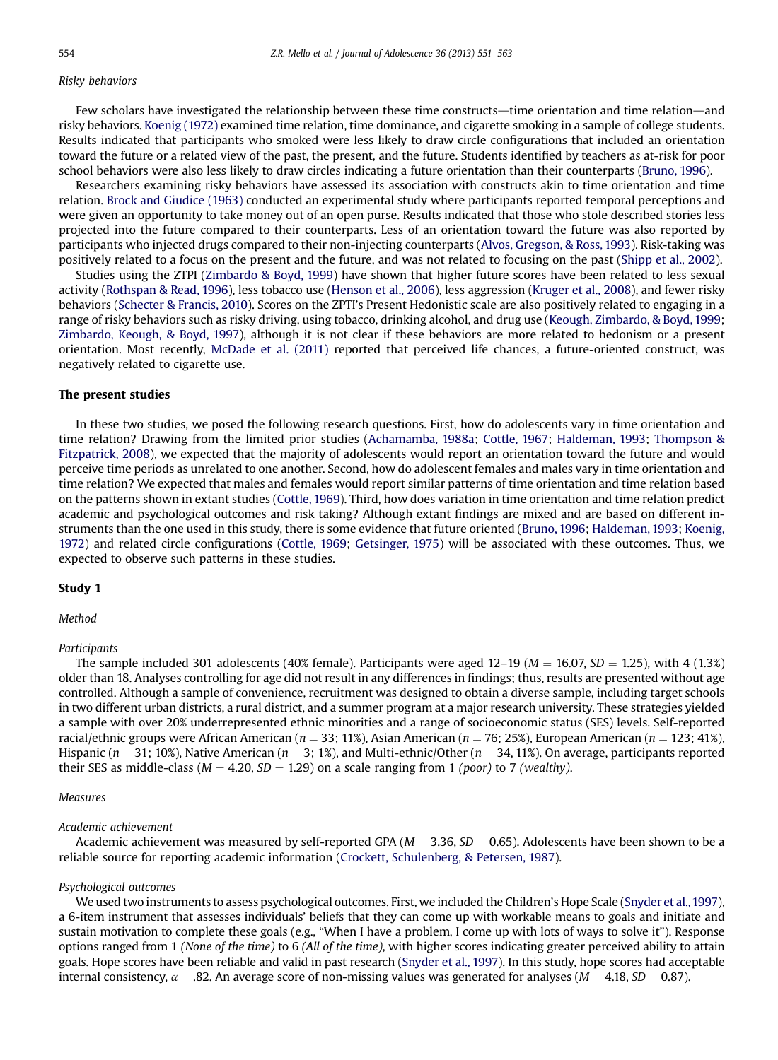### *Risky behaviors*

Few scholars have investigated the relationship between these time constructs—time orientation and time relation—and risky behaviors. Koenig (1972) examined time relation, time dominance, and cigarette smoking in a sample of college students. Results indicated that participants who smoked were less likely to draw circle configurations that included an orientation toward the future or a related view of the past, the present, and the future. Students identified by teachers as at-risk for poor school behaviors were also less likely to draw circles indicating a future orientation than their counterparts (Bruno, 1996).

Researchers examining risky behaviors have assessed its association with constructs akin to time orientation and time relation. Brock and Giudice (1963) conducted an experimental study where participants reported temporal perceptions and were given an opportunity to take money out of an open purse. Results indicated that those who stole described stories less projected into the future compared to their counterparts. Less of an orientation toward the future was also reported by participants who injected drugs compared to their non-injecting counterparts (Alvos, Gregson, & Ross, 1993). Risk-taking was positively related to a focus on the present and the future, and was not related to focusing on the past (Shipp et al., 2002).

Studies using the ZTPI (Zimbardo & Boyd, 1999) have shown that higher future scores have been related to less sexual activity (Rothspan & Read, 1996), less tobacco use (Henson et al., 2006), less aggression (Kruger et al., 2008), and fewer risky behaviors (Schecter & Francis, 2010). Scores on the ZPTI's Present Hedonistic scale are also positively related to engaging in a range of risky behaviors such as risky driving, using tobacco, drinking alcohol, and drug use (Keough, Zimbardo, & Boyd, 1999; Zimbardo, Keough, & Boyd, 1997), although it is not clear if these behaviors are more related to hedonism or a present orientation. Most recently, McDade et al. (2011) reported that perceived life chances, a future-oriented construct, was negatively related to cigarette use.

## The present studies

In these two studies, we posed the following research questions. First, how do adolescents vary in time orientation and time relation? Drawing from the limited prior studies (Achamamba, 1988a; Cottle, 1967; Haldeman, 1993; Thompson & Fitzpatrick, 2008), we expected that the majority of adolescents would report an orientation toward the future and would perceive time periods as unrelated to one another. Second, how do adolescent females and males vary in time orientation and time relation? We expected that males and females would report similar patterns of time orientation and time relation based on the patterns shown in extant studies (Cottle, 1969). Third, how does variation in time orientation and time relation predict academic and psychological outcomes and risk taking? Although extant findings are mixed and are based on different instruments than the one used in this study, there is some evidence that future oriented (Bruno, 1996; Haldeman, 1993; Koenig, 1972) and related circle configurations (Cottle, 1969; Getsinger, 1975) will be associated with these outcomes. Thus, we expected to observe such patterns in these studies.

## Study 1

### *Method*

#### *Participants*

The sample included 301 adolescents (40% female). Participants were aged 12–19 ($M = 16.07$, $SD = 1.25$), with 4 (1.3%) older than 18. Analyses controlling for age did not result in any differences in findings; thus, results are presented without age controlled. Although a sample of convenience, recruitment was designed to obtain a diverse sample, including target schools in two different urban districts, a rural district, and a summer program at a major research university. These strategies yielded a sample with over 20% underrepresented ethnic minorities and a range of socioeconomic status (SES) levels. Self-reported racial/ethnic groups were African American ($n = 33$; 11%), Asian American ($n = 76$; 25%), European American ($n = 123$; 41%), Hispanic ($n = 31$; 10%), Native American ($n = 3$; 1%), and Multi-ethnic/Other ($n = 34$, 11%). On average, participants reported their SES as middle-class ($M = 4.20$, $SD = 1.29$) on a scale ranging from 1 *(poor)* to 7 *(wealthy)*.

#### *Measures*

#### *Academic achievement*

Academic achievement was measured by self-reported GPA ($M = 3.36$, $SD = 0.65$). Adolescents have been shown to be a reliable source for reporting academic information (Crockett, Schulenberg, & Petersen, 1987).

#### *Psychological outcomes*

We used two instruments to assess psychological outcomes. First, we included the Children's Hope Scale (Snyder et al., 1997), a 6-item instrument that assesses individuals' beliefs that they can come up with workable means to goals and initiate and sustain motivation to complete these goals (e.g., "When I have a problem, I come up with lots of ways to solve it"). Response options ranged from 1 *(None of the time)* to 6 *(All of the time)*, with higher scores indicating greater perceived ability to attain goals. Hope scores have been reliable and valid in past research (Snyder et al., 1997). In this study, hope scores had acceptable internal consistency, $\alpha = .82$. An average score of non-missing values was generated for analyses ($M = 4.18$, $SD = 0.87$).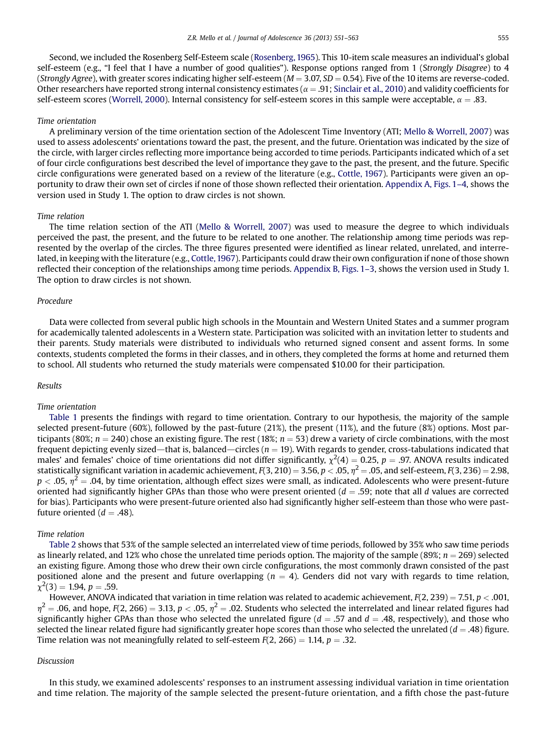Second, we included the Rosenberg Self-Esteem scale (Rosenberg, 1965). This 10-item scale measures an individual's global self-esteem (e.g., "I feel that I have a number of good qualities"). Response options ranged from 1 (*Strongly Disagree*) to 4 (*Strongly Agree*), with greater scores indicating higher self-esteem ($M = 3.07$, $SD = 0.54$). Five of the 10 items are reverse-coded. Other researchers have reported strong internal consistency estimates ($\alpha = .91$; Sinclair et al., 2010) and validity coefficients for self-esteem scores (Worrell, 2000). Internal consistency for self-esteem scores in this sample were acceptable, $\alpha = .83$.

*Time orientation*

A preliminary version of the time orientation section of the Adolescent Time Inventory (ATI; Mello & Worrell, 2007) was used to assess adolescents' orientations toward the past, the present, and the future. Orientation was indicated by the size of the circle, with larger circles reflecting more importance being accorded to time periods. Participants indicated which of a set of four circle configurations best described the level of importance they gave to the past, the present, and the future. Specific circle configurations were generated based on a review of the literature (e.g., Cottle, 1967). Participants were given an opportunity to draw their own set of circles if none of those shown reflected their orientation. Appendix A, Figs. 1–4, shows the version used in Study 1. The option to draw circles is not shown.

*Time relation*

The time relation section of the ATI (Mello & Worrell, 2007) was used to measure the degree to which individuals perceived the past, the present, and the future to be related to one another. The relationship among time periods was represented by the overlap of the circles. The three figures presented were identified as linear related, unrelated, and interrelated, in keeping with the literature (e.g., Cottle, 1967). Participants could draw their own configuration if none of those shown reflected their conception of the relationships among time periods. Appendix B, Figs. 1–3, shows the version used in Study 1. The option to draw circles is not shown.

*Procedure*

Data were collected from several public high schools in the Mountain and Western United States and a summer program for academically talented adolescents in a Western state. Participation was solicited with an invitation letter to students and their parents. Study materials were distributed to individuals who returned signed consent and assent forms. In some contexts, students completed the forms in their classes, and in others, they completed the forms at home and returned them to school. All students who returned the study materials were compensated $10.00 for their participation.

*Results*

*Time orientation*

Table 1 presents the findings with regard to time orientation. Contrary to our hypothesis, the majority of the sample selected present-future (60%), followed by the past-future (21%), the present (11%), and the future (8%) options. Most participants (80%; $n = 240$) chose an existing figure. The rest (18%; $n = 53$) drew a variety of circle combinations, with the most frequent depicting evenly sized—that is, balanced—circles ($n = 19$). With regards to gender, cross-tabulations indicated that males' and females' choice of time orientations did not differ significantly, $\chi^2(4) = 0.25$, $p = .97$. ANOVA results indicated statistically significant variation in academic achievement, $F(3, 210) = 3.56$, $p < .05$, $\eta^2 = .05$, and self-esteem, $F(3, 236) = 2.98$, $p < .05$, $\eta^2 = .04$, by time orientation, although effect sizes were small, as indicated. Adolescents who were present-future oriented had significantly higher GPAs than those who were present oriented ($d = .59$; note that all $d$ values are corrected for bias). Participants who were present-future oriented also had significantly higher self-esteem than those who were past-future oriented ($d = .48$).

*Time relation*

Table 2 shows that 53% of the sample selected an interrelated view of time periods, followed by 35% who saw time periods as linearly related, and 12% who chose the unrelated time periods option. The majority of the sample (89%; $n = 269$) selected an existing figure. Among those who drew their own circle configurations, the most commonly drawn consisted of the past positioned alone and the present and future overlapping ($n = 4$). Genders did not vary with regards to time relation, $\chi^2(3) = 1.94$, $p = .59$.

However, ANOVA indicated that variation in time relation was related to academic achievement, $F(2, 239) = 7.51$, $p < .001$, $\eta^2 = .06$, and hope, $F(2, 266) = 3.13$, $p < .05$, $\eta^2 = .02$. Students who selected the interrelated and linear related figures had significantly higher GPAs than those who selected the unrelated figure ($d = .57$ and $d = .48$, respectively), and those who selected the linear related figure had significantly greater hope scores than those who selected the unrelated ($d = .48$) figure. Time relation was not meaningfully related to self-esteem $F(2, 266) = 1.14$, $p = .32$.

*Discussion*

In this study, we examined adolescents' responses to an instrument assessing individual variation in time orientation and time relation. The majority of the sample selected the present-future orientation, and a fifth chose the past-future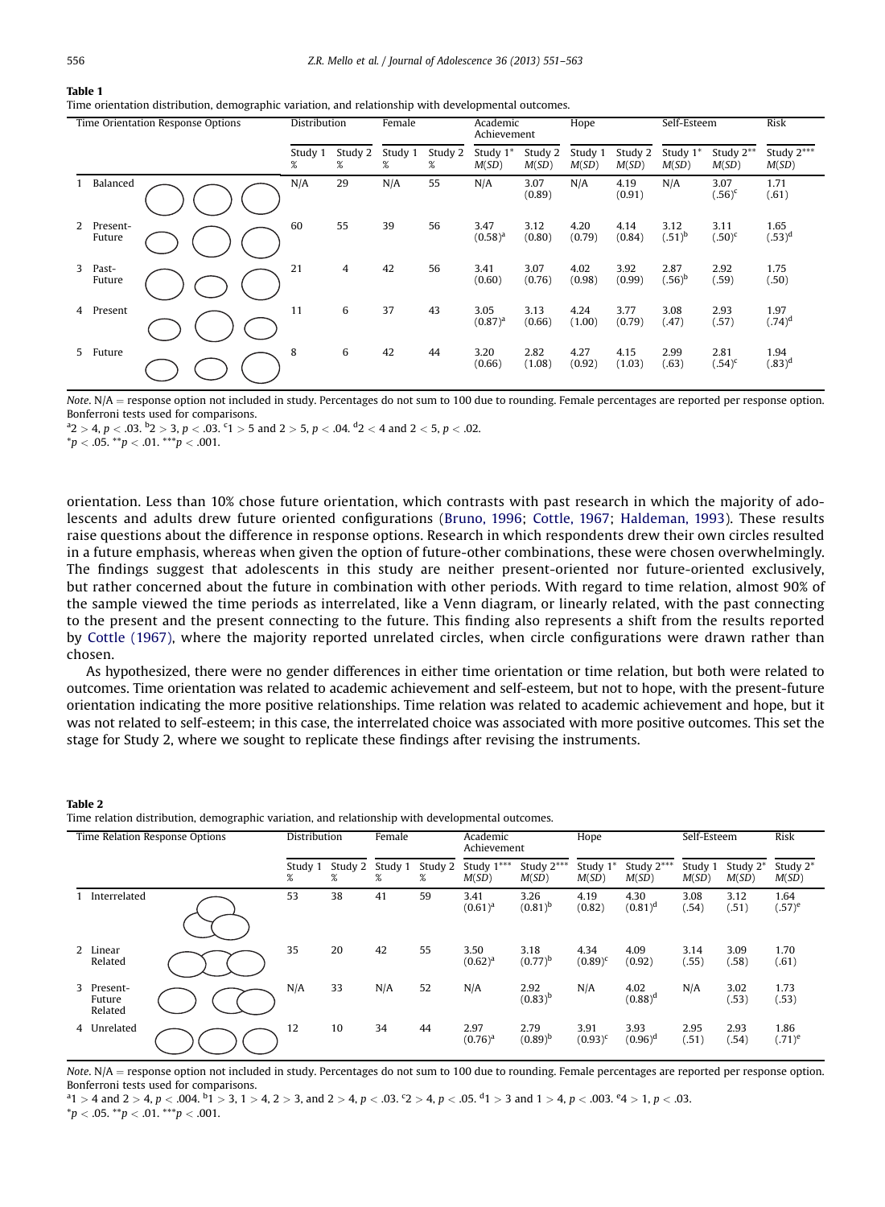**Table 1**
Time orientation distribution, demographic variation, and relationship with developmental outcomes.

| Time Orientation Response Options | Distribution | | Female | | Academic Achievement | | Hope | | Self-Esteem | | Risk |
|---|---|---|---|---|---|---|---|---|---|---|---|
| | Study 1 % | Study 2 % | Study 1 % | Study 2 % | Study 1* $M(SD)$ | Study 2 $M(SD)$ | Study 1 $M(SD)$ | Study 2 $M(SD)$ | Study 1* $M(SD)$ | Study 2** $M(SD)$ | Study 2*** $M(SD)$ |
| 1 Balanced | N/A | 29 | N/A | 55 | N/A | 3.07 (0.89) | N/A | 4.19 (0.91) | N/A | 3.07 (.56)[c] | 1.71 (.61) |
| 2 Present-Future | 60 | 55 | 39 | 56 | 3.47 (0.58)[a] | 3.12 (0.80) | 4.20 (0.79) | 4.14 (0.84) | 3.12 (.51)[b] | 3.11 (.50)[c] | 1.65 (.53)[d] |
| 3 Past-Future | 21 | 4 | 42 | 56 | 3.41 (0.60) | 3.07 (0.76) | 4.02 (0.98) | 3.92 (0.99) | 2.87 (.56)[b] | 2.92 (.59) | 1.75 (.50) |
| 4 Present | 11 | 6 | 37 | 43 | 3.05 (0.87)[a] | 3.13 (0.66) | 4.24 (1.00) | 3.77 (0.79) | 3.08 (.47) | 2.93 (.57) | 1.97 (.74)[d] |
| 5 Future | 8 | 6 | 42 | 44 | 3.20 (0.66) | 2.82 (1.08) | 4.27 (0.92) | 4.15 (1.03) | 2.99 (.63) | 2.81 (.54)[c] | 1.94 (.83)[d] |

*Note.* N/A = response option not included in study. Percentages do not sum to 100 due to rounding. Female percentages are reported per response option. Bonferroni tests used for comparisons.

[a] 2 > 4, $p < .03$. [b] 2 > 3, $p < .03$. [c] 1 > 5 and 2 > 5, $p < .04$. [d] 2 < 4 and 2 < 5, $p < .02$.

*$p < .05$. **$p < .01$. ***$p < .001$.

orientation. Less than 10% chose future orientation, which contrasts with past research in which the majority of adolescents and adults drew future oriented configurations (Bruno, 1996; Cottle, 1967; Haldeman, 1993). These results raise questions about the difference in response options. Research in which respondents drew their own circles resulted in a future emphasis, whereas when given the option of future-other combinations, these were chosen overwhelmingly. The findings suggest that adolescents in this study are neither present-oriented nor future-oriented exclusively, but rather concerned about the future in combination with other periods. With regard to time relation, almost 90% of the sample viewed the time periods as interrelated, like a Venn diagram, or linearly related, with the past connecting to the present and the present connecting to the future. This finding also represents a shift from the results reported by Cottle (1967), where the majority reported unrelated circles, when circle configurations were drawn rather than chosen.

As hypothesized, there were no gender differences in either time orientation or time relation, but both were related to outcomes. Time orientation was related to academic achievement and self-esteem, but not to hope, with the present-future orientation indicating the more positive relationships. Time relation was related to academic achievement and hope, but it was not related to self-esteem; in this case, the interrelated choice was associated with more positive outcomes. This set the stage for Study 2, where we sought to replicate these findings after revising the instruments.

**Table 2**
Time relation distribution, demographic variation, and relationship with developmental outcomes.

| Time Relation Response Options | Distribution | | Female | | Academic Achievement | | Hope | | Self-Esteem | | Risk |
|---|---|---|---|---|---|---|---|---|---|---|---|
| | Study 1 % | Study 2 % | Study 1 % | Study 2 % | Study 1*** $M(SD)$ | Study 2*** $M(SD)$ | Study 1* $M(SD)$ | Study 2*** $M(SD)$ | Study 1 $M(SD)$ | Study 2* $M(SD)$ | Study 2* $M(SD)$ |
| 1 Interrelated | 53 | 38 | 41 | 59 | 3.41 (0.61)[a] | 3.26 (0.81)[b] | 4.19 (0.82) | 4.30 (0.81)[d] | 3.08 (.54) | 3.12 (.51) | 1.64 (.57)[e] |
| 2 Linear Related | 35 | 20 | 42 | 55 | 3.50 (0.62)[a] | 3.18 (0.77)[b] | 4.34 (0.89)[c] | 4.09 (0.92) | 3.14 (.55) | 3.09 (.58) | 1.70 (.61) |
| 3 Present-Future Related | N/A | 33 | N/A | 52 | N/A | 2.92 (0.83)[b] | N/A | 4.02 (0.88)[d] | N/A | 3.02 (.53) | 1.73 (.53) |
| 4 Unrelated | 12 | 10 | 34 | 44 | 2.97 (0.76)[a] | 2.79 (0.89)[b] | 3.91 (0.93)[c] | 3.93 (0.96)[d] | 2.95 (.51) | 2.93 (.54) | 1.86 (.71)[e] |

*Note.* N/A = response option not included in study. Percentages do not sum to 100 due to rounding. Female percentages are reported per response option. Bonferroni tests used for comparisons.

[a] 1 > 4 and 2 > 4, $p < .004$. [b] 1 > 3, 1 > 4, 2 > 3, and 2 > 4, $p < .03$. [c] 2 > 4, $p < .05$. [d] 1 > 3 and 1 > 4, $p < .003$. [e] 4 > 1, $p < .03$.

*$p < .05$. **$p < .01$. ***$p < .001$.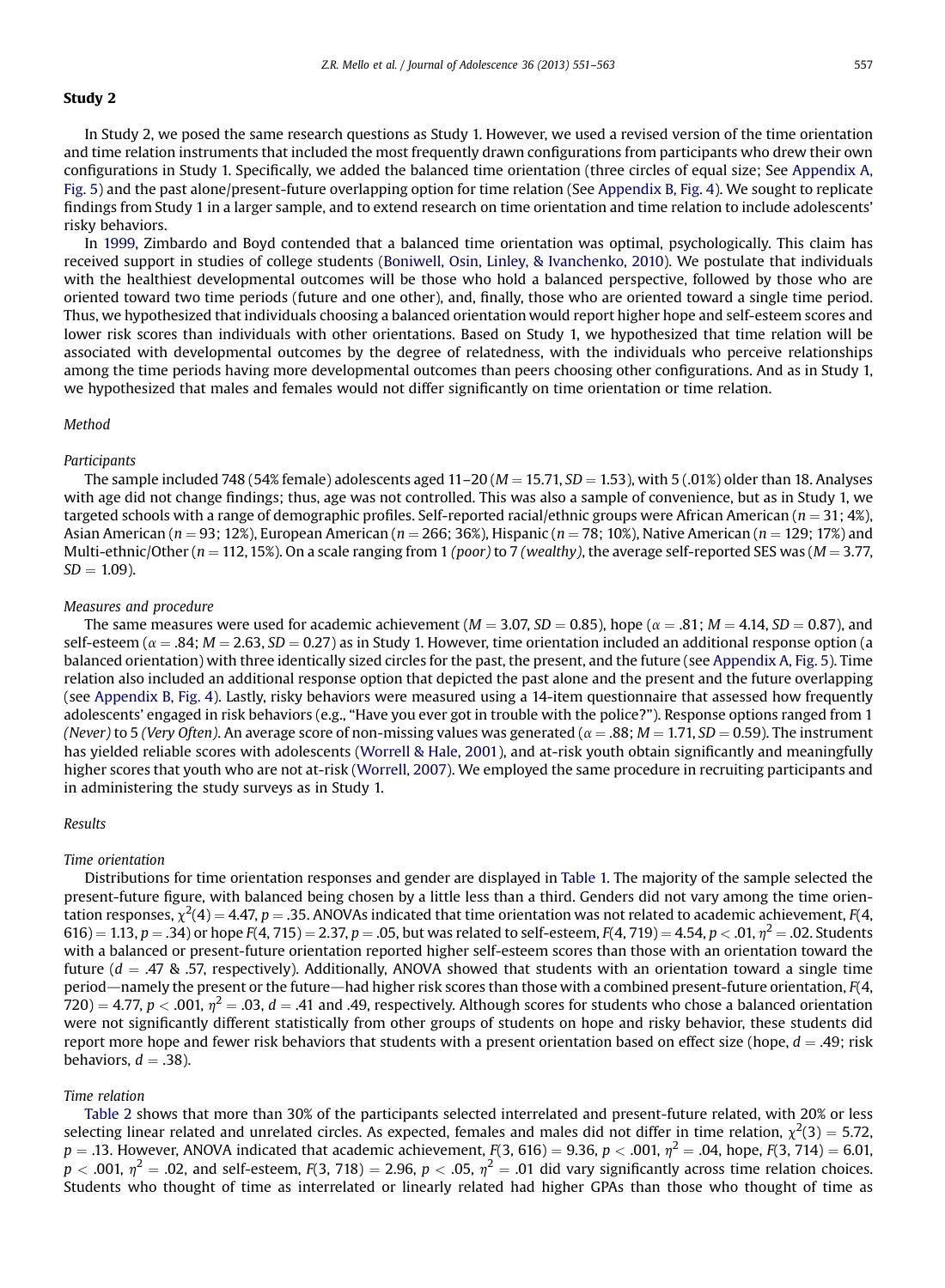## Study 2

In Study 2, we posed the same research questions as Study 1. However, we used a revised version of the time orientation and time relation instruments that included the most frequently drawn configurations from participants who drew their own configurations in Study 1. Specifically, we added the balanced time orientation (three circles of equal size; See Appendix A, Fig. 5) and the past alone/present-future overlapping option for time relation (See Appendix B, Fig. 4). We sought to replicate findings from Study 1 in a larger sample, and to extend research on time orientation and time relation to include adolescents' risky behaviors.

In 1999, Zimbardo and Boyd contended that a balanced time orientation was optimal, psychologically. This claim has received support in studies of college students (Boniwell, Osin, Linley, & Ivanchenko, 2010). We postulate that individuals with the healthiest developmental outcomes will be those who hold a balanced perspective, followed by those who are oriented toward two time periods (future and one other), and, finally, those who are oriented toward a single time period. Thus, we hypothesized that individuals choosing a balanced orientation would report higher hope and self-esteem scores and lower risk scores than individuals with other orientations. Based on Study 1, we hypothesized that time relation will be associated with developmental outcomes by the degree of relatedness, with the individuals who perceive relationships among the time periods having more developmental outcomes than peers choosing other configurations. And as in Study 1, we hypothesized that males and females would not differ significantly on time orientation or time relation.

### *Method*

#### *Participants*

The sample included 748 (54% female) adolescents aged 11–20 ($M = 15.71$, $SD = 1.53$), with 5 (.01%) older than 18. Analyses with age did not change findings; thus, age was not controlled. This was also a sample of convenience, but as in Study 1, we targeted schools with a range of demographic profiles. Self-reported racial/ethnic groups were African American ($n = 31$; 4%), Asian American ($n = 93$; 12%), European American ($n = 266$; 36%), Hispanic ($n = 78$; 10%), Native American ($n = 129$; 17%) and Multi-ethnic/Other ($n = 112$, 15%). On a scale ranging from 1 *(poor)* to 7 *(wealthy)*, the average self-reported SES was ($M = 3.77$, $SD = 1.09$).

#### *Measures and procedure*

The same measures were used for academic achievement ($M = 3.07$, $SD = 0.85$), hope ($\alpha = .81$; $M = 4.14$, $SD = 0.87$), and self-esteem ($\alpha = .84$; $M = 2.63$, $SD = 0.27$) as in Study 1. However, time orientation included an additional response option (a balanced orientation) with three identically sized circles for the past, the present, and the future (see Appendix A, Fig. 5). Time relation also included an additional response option that depicted the past alone and the present and the future overlapping (see Appendix B, Fig. 4). Lastly, risky behaviors were measured using a 14-item questionnaire that assessed how frequently adolescents' engaged in risk behaviors (e.g., "Have you ever got in trouble with the police?"). Response options ranged from 1 *(Never)* to 5 *(Very Often)*. An average score of non-missing values was generated ($\alpha = .88$; $M = 1.71$, $SD = 0.59$). The instrument has yielded reliable scores with adolescents (Worrell & Hale, 2001), and at-risk youth obtain significantly and meaningfully higher scores that youth who are not at-risk (Worrell, 2007). We employed the same procedure in recruiting participants and in administering the study surveys as in Study 1.

### *Results*

#### *Time orientation*

Distributions for time orientation responses and gender are displayed in Table 1. The majority of the sample selected the present-future figure, with balanced being chosen by a little less than a third. Genders did not vary among the time orientation responses, $\chi^2(4) = 4.47$, $p = .35$. ANOVAs indicated that time orientation was not related to academic achievement, $F(4, 616) = 1.13$, $p = .34$) or hope $F(4, 715) = 2.37$, $p = .05$, but was related to self-esteem, $F(4, 719) = 4.54$, $p < .01$, $\eta^2 = .02$. Students with a balanced or present-future orientation reported higher self-esteem scores than those with an orientation toward the future ($d = .47$ & $.57$, respectively). Additionally, ANOVA showed that students with an orientation toward a single time period—namely the present or the future—had higher risk scores than those with a combined present-future orientation, $F(4, 720) = 4.77$, $p < .001$, $\eta^2 = .03$, $d = .41$ and $.49$, respectively. Although scores for students who chose a balanced orientation were not significantly different statistically from other groups of students on hope and risky behavior, these students did report more hope and fewer risk behaviors that students with a present orientation based on effect size (hope, $d = .49$; risk behaviors, $d = .38$).

#### *Time relation*

Table 2 shows that more than 30% of the participants selected interrelated and present-future related, with 20% or less selecting linear related and unrelated circles. As expected, females and males did not differ in time relation, $\chi^2(3) = 5.72$, $p = .13$. However, ANOVA indicated that academic achievement, $F(3, 616) = 9.36$, $p < .001$, $\eta^2 = .04$, hope, $F(3, 714) = 6.01$, $p < .001$, $\eta^2 = .02$, and self-esteem, $F(3, 718) = 2.96$, $p < .05$, $\eta^2 = .01$ did vary significantly across time relation choices. Students who thought of time as interrelated or linearly related had higher GPAs than those who thought of time as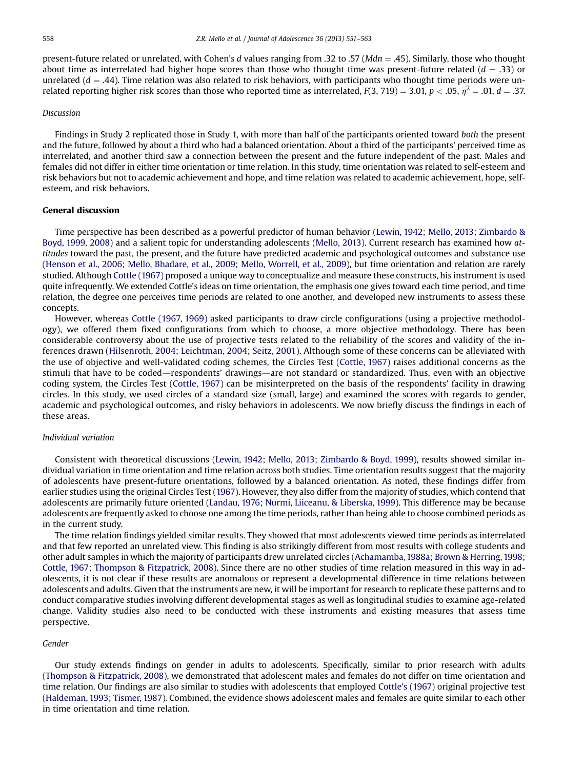present-future related or unrelated, with Cohen's $d$ values ranging from .32 to .57 ($Mdn = .45$). Similarly, those who thought about time as interrelated had higher hope scores than those who thought time was present-future related ($d = .33$) or unrelated ($d = .44$). Time relation was also related to risk behaviors, with participants who thought time periods were unrelated reporting higher risk scores than those who reported time as interrelated, $F(3, 719) = 3.01$, $p < .05$, $\eta^2 = .01$, $d = .37$.

### *Discussion*

Findings in Study 2 replicated those in Study 1, with more than half of the participants oriented toward *both* the present and the future, followed by about a third who had a balanced orientation. About a third of the participants' perceived time as interrelated, and another third saw a connection between the present and the future independent of the past. Males and females did not differ in either time orientation or time relation. In this study, time orientation was related to self-esteem and risk behaviors but not to academic achievement and hope, and time relation was related to academic achievement, hope, self-esteem, and risk behaviors.

## General discussion

Time perspective has been described as a powerful predictor of human behavior (Lewin, 1942; Mello, 2013; Zimbardo & Boyd, 1999, 2008) and a salient topic for understanding adolescents (Mello, 2013). Current research has examined how *attitudes* toward the past, the present, and the future have predicted academic and psychological outcomes and substance use (Henson et al., 2006; Mello, Bhadare, et al., 2009; Mello, Worrell, et al., 2009), but time orientation and relation are rarely studied. Although Cottle (1967) proposed a unique way to conceptualize and measure these constructs, his instrument is used quite infrequently. We extended Cottle's ideas on time orientation, the emphasis one gives toward each time period, and time relation, the degree one perceives time periods are related to one another, and developed new instruments to assess these concepts.

However, whereas Cottle (1967, 1969) asked participants to draw circle configurations (using a projective methodology), we offered them fixed configurations from which to choose, a more objective methodology. There has been considerable controversy about the use of projective tests related to the reliability of the scores and validity of the inferences drawn (Hilsenroth, 2004; Leichtman, 2004; Seitz, 2001). Although some of these concerns can be alleviated with the use of objective and well-validated coding schemes, the Circles Test (Cottle, 1967) raises additional concerns as the stimuli that have to be coded—respondents' drawings—are not standard or standardized. Thus, even with an objective coding system, the Circles Test (Cottle, 1967) can be misinterpreted on the basis of the respondents' facility in drawing circles. In this study, we used circles of a standard size (small, large) and examined the scores with regards to gender, academic and psychological outcomes, and risky behaviors in adolescents. We now briefly discuss the findings in each of these areas.

### *Individual variation*

Consistent with theoretical discussions (Lewin, 1942; Mello, 2013; Zimbardo & Boyd, 1999), results showed similar individual variation in time orientation and time relation across both studies. Time orientation results suggest that the majority of adolescents have present-future orientations, followed by a balanced orientation. As noted, these findings differ from earlier studies using the original Circles Test (1967). However, they also differ from the majority of studies, which contend that adolescents are primarily future oriented (Landau, 1976; Nurmi, Liiceanu, & Liberska, 1999). This difference may be because adolescents are frequently asked to choose one among the time periods, rather than being able to choose combined periods as in the current study.

The time relation findings yielded similar results. They showed that most adolescents viewed time periods as interrelated and that few reported an unrelated view. This finding is also strikingly different from most results with college students and other adult samples in which the majority of participants drew unrelated circles (Achamamba, 1988a; Brown & Herring, 1998; Cottle, 1967; Thompson & Fitzpatrick, 2008). Since there are no other studies of time relation measured in this way in adolescents, it is not clear if these results are anomalous or represent a developmental difference in time relations between adolescents and adults. Given that the instruments are new, it will be important for research to replicate these patterns and to conduct comparative studies involving different developmental stages as well as longitudinal studies to examine age-related change. Validity studies also need to be conducted with these instruments and existing measures that assess time perspective.

### *Gender*

Our study extends findings on gender in adults to adolescents. Specifically, similar to prior research with adults (Thompson & Fitzpatrick, 2008), we demonstrated that adolescent males and females do not differ on time orientation and time relation. Our findings are also similar to studies with adolescents that employed Cottle's (1967) original projective test (Haldeman, 1993; Tismer, 1987). Combined, the evidence shows adolescent males and females are quite similar to each other in time orientation and time relation.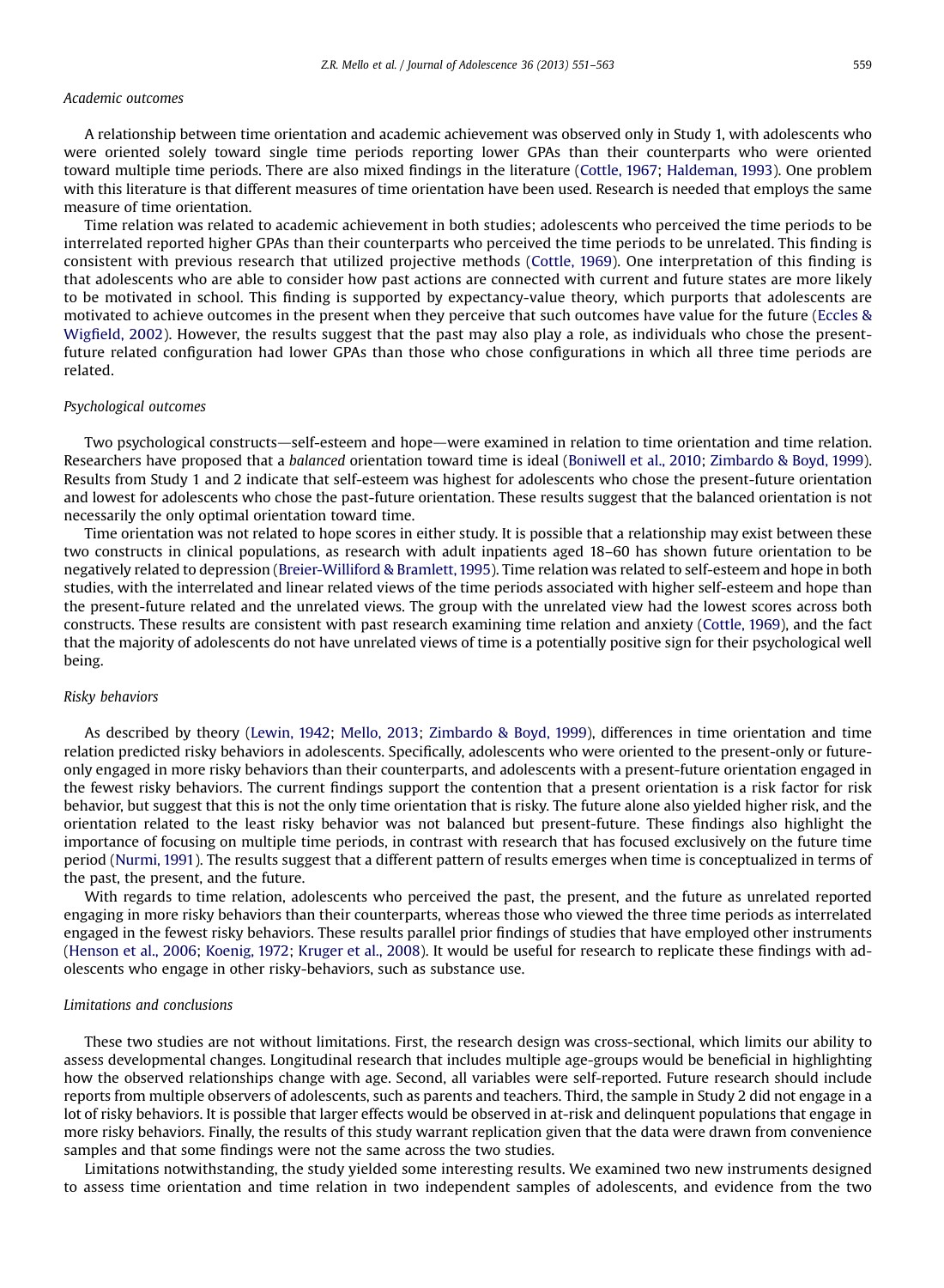### Academic outcomes

A relationship between time orientation and academic achievement was observed only in Study 1, with adolescents who were oriented solely toward single time periods reporting lower GPAs than their counterparts who were oriented toward multiple time periods. There are also mixed findings in the literature (Cottle, 1967; Haldeman, 1993). One problem with this literature is that different measures of time orientation have been used. Research is needed that employs the same measure of time orientation.

Time relation was related to academic achievement in both studies; adolescents who perceived the time periods to be interrelated reported higher GPAs than their counterparts who perceived the time periods to be unrelated. This finding is consistent with previous research that utilized projective methods (Cottle, 1969). One interpretation of this finding is that adolescents who are able to consider how past actions are connected with current and future states are more likely to be motivated in school. This finding is supported by expectancy-value theory, which purports that adolescents are motivated to achieve outcomes in the present when they perceive that such outcomes have value for the future (Eccles & Wigfield, 2002). However, the results suggest that the past may also play a role, as individuals who chose the present-future related configuration had lower GPAs than those who chose configurations in which all three time periods are related.

### Psychological outcomes

Two psychological constructs—self-esteem and hope—were examined in relation to time orientation and time relation. Researchers have proposed that a *balanced* orientation toward time is ideal (Boniwell et al., 2010; Zimbardo & Boyd, 1999). Results from Study 1 and 2 indicate that self-esteem was highest for adolescents who chose the present-future orientation and lowest for adolescents who chose the past-future orientation. These results suggest that the balanced orientation is not necessarily the only optimal orientation toward time.

Time orientation was not related to hope scores in either study. It is possible that a relationship may exist between these two constructs in clinical populations, as research with adult inpatients aged 18–60 has shown future orientation to be negatively related to depression (Breier-Williford & Bramlett, 1995). Time relation was related to self-esteem and hope in both studies, with the interrelated and linear related views of the time periods associated with higher self-esteem and hope than the present-future related and the unrelated views. The group with the unrelated view had the lowest scores across both constructs. These results are consistent with past research examining time relation and anxiety (Cottle, 1969), and the fact that the majority of adolescents do not have unrelated views of time is a potentially positive sign for their psychological well being.

### Risky behaviors

As described by theory (Lewin, 1942; Mello, 2013; Zimbardo & Boyd, 1999), differences in time orientation and time relation predicted risky behaviors in adolescents. Specifically, adolescents who were oriented to the present-only or future-only engaged in more risky behaviors than their counterparts, and adolescents with a present-future orientation engaged in the fewest risky behaviors. The current findings support the contention that a present orientation is a risk factor for risk behavior, but suggest that this is not the only time orientation that is risky. The future alone also yielded higher risk, and the orientation related to the least risky behavior was not balanced but present-future. These findings also highlight the importance of focusing on multiple time periods, in contrast with research that has focused exclusively on the future time period (Nurmi, 1991). The results suggest that a different pattern of results emerges when time is conceptualized in terms of the past, the present, and the future.

With regards to time relation, adolescents who perceived the past, the present, and the future as unrelated reported engaging in more risky behaviors than their counterparts, whereas those who viewed the three time periods as interrelated engaged in the fewest risky behaviors. These results parallel prior findings of studies that have employed other instruments (Henson et al., 2006; Koenig, 1972; Kruger et al., 2008). It would be useful for research to replicate these findings with adolescents who engage in other risky-behaviors, such as substance use.

### Limitations and conclusions

These two studies are not without limitations. First, the research design was cross-sectional, which limits our ability to assess developmental changes. Longitudinal research that includes multiple age-groups would be beneficial in highlighting how the observed relationships change with age. Second, all variables were self-reported. Future research should include reports from multiple observers of adolescents, such as parents and teachers. Third, the sample in Study 2 did not engage in a lot of risky behaviors. It is possible that larger effects would be observed in at-risk and delinquent populations that engage in more risky behaviors. Finally, the results of this study warrant replication given that the data were drawn from convenience samples and that some findings were not the same across the two studies.

Limitations notwithstanding, the study yielded some interesting results. We examined two new instruments designed to assess time orientation and time relation in two independent samples of adolescents, and evidence from the two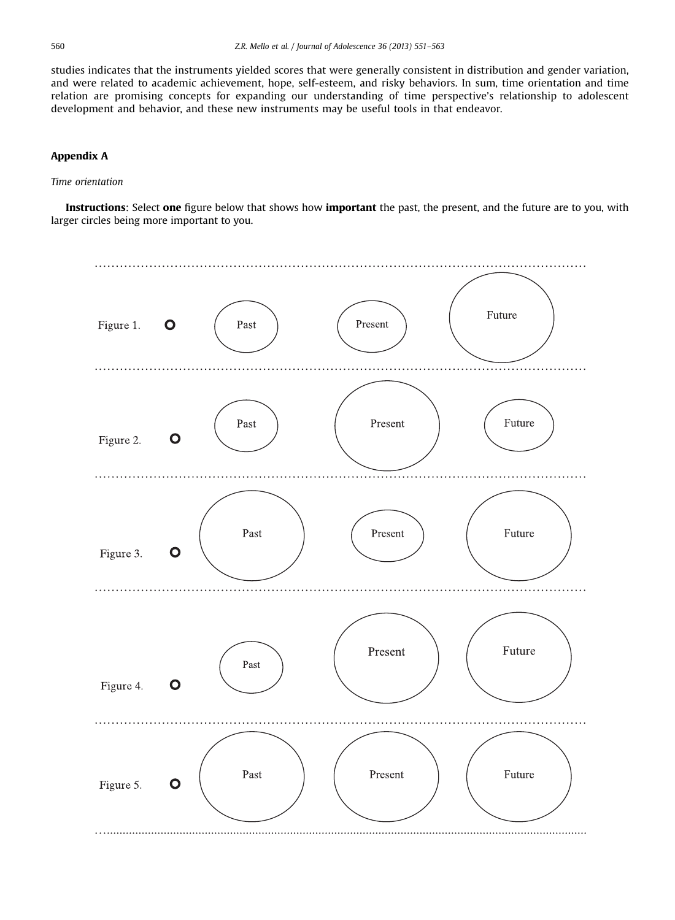studies indicates that the instruments yielded scores that were generally consistent in distribution and gender variation, and were related to academic achievement, hope, self-esteem, and risky behaviors. In sum, time orientation and time relation are promising concepts for expanding our understanding of time perspective's relationship to adolescent development and behavior, and these new instruments may be useful tools in that endeavor.

## Appendix A

*Time orientation*

**Instructions**: Select **one** figure below that shows how **important** the past, the present, and the future are to you, with larger circles being more important to you.

Figure 1. ○ Past Present Future

Figure 2. ○ Past Present Future

Figure 3. ○ Past Present Future

Figure 4. ○ Past Present Future

Figure 5. ○ Past Present Future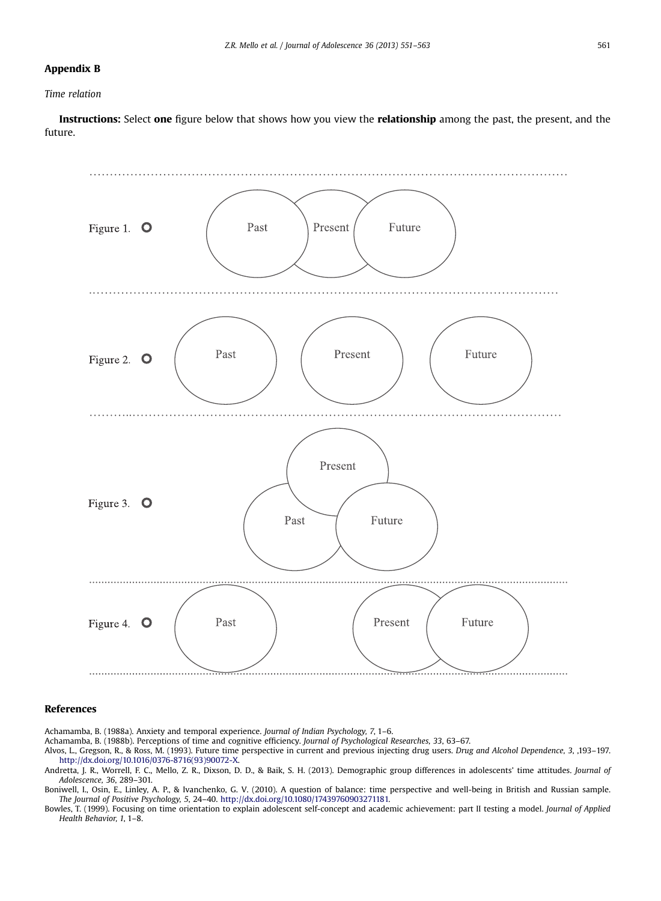## Appendix B

*Time relation*

**Instructions:** Select **one** figure below that shows how you view the **relationship** among the past, the present, and the future.

Figure 1. ○ Past Present Future

Figure 2. ○ Past Present Future

Figure 3. ○ Present Past Future

Figure 4. ○ Past Present Future

## References

Achamamba, B. (1988a). Anxiety and temporal experience. *Journal of Indian Psychology, 7*, 1–6.

Achamamba, B. (1988b). Perceptions of time and cognitive efficiency. *Journal of Psychological Researches, 33*, 63–67.

Alvos, L., Gregson, R., & Ross, M. (1993). Future time perspective in current and previous injecting drug users. *Drug and Alcohol Dependence, 3*, ,193–197. http://dx.doi.org/10.1016/0376-8716(93)90072-X.

Andretta, J. R., Worrell, F. C., Mello, Z. R., Dixson, D. D., & Baik, S. H. (2013). Demographic group differences in adolescents' time attitudes. *Journal of Adolescence, 36*, 289–301.

Boniwell, I., Osin, E., Linley, A. P., & Ivanchenko, G. V. (2010). A question of balance: time perspective and well-being in British and Russian sample. *The Journal of Positive Psychology, 5*, 24–40. http://dx.doi.org/10.1080/17439760903271181.

Bowles, T. (1999). Focusing on time orientation to explain adolescent self-concept and academic achievement: part II testing a model. *Journal of Applied Health Behavior, 1*, 1–8.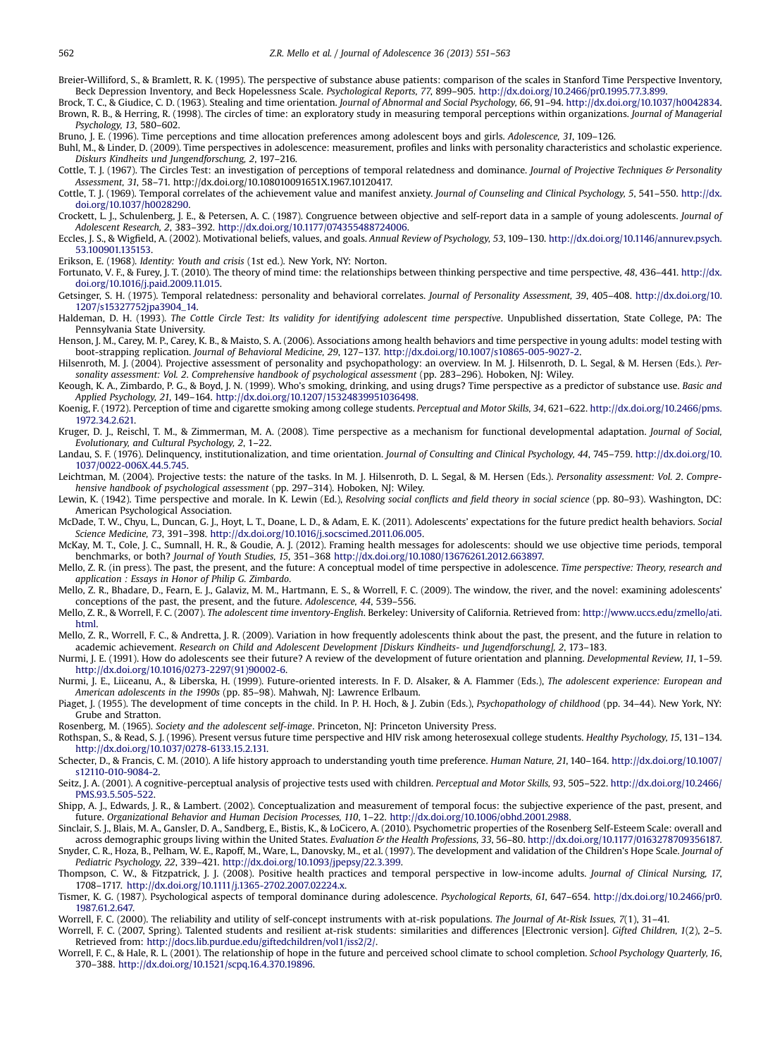Breier-Williford, S., & Bramlett, R. K. (1995). The perspective of substance abuse patients: comparison of the scales in Stanford Time Perspective Inventory, Beck Depression Inventory, and Beck Hopelessness Scale. *Psychological Reports, 77*, 899–905. http://dx.doi.org/10.2466/pr0.1995.77.3.899.

Brock, T. C., & Giudice, C. D. (1963). Stealing and time orientation. *Journal of Abnormal and Social Psychology, 66*, 91–94. http://dx.doi.org/10.1037/h0042834.

Brown, R. B., & Herring, R. (1998). The circles of time: an exploratory study in measuring temporal perceptions within organizations. *Journal of Managerial Psychology, 13*, 580–602.

Bruno, J. E. (1996). Time perceptions and time allocation preferences among adolescent boys and girls. *Adolescence, 31*, 109–126.

Buhl, M., & Linder, D. (2009). Time perspectives in adolescence: measurement, profiles and links with personality characteristics and scholastic experience. *Diskurs Kindheits und Jungendforschung, 2*, 197–216.

Cottle, T. J. (1967). The Circles Test: an investigation of perceptions of temporal relatedness and dominance. *Journal of Projective Techniques & Personality Assessment, 31*, 58–71. http://dx.doi.org/10.108010091651X.1967.10120417.

Cottle, T. J. (1969). Temporal correlates of the achievement value and manifest anxiety. *Journal of Counseling and Clinical Psychology, 5*, 541–550. http://dx.doi.org/10.1037/h0028290.

Crockett, L. J., Schulenberg, J. E., & Petersen, A. C. (1987). Congruence between objective and self-report data in a sample of young adolescents. *Journal of Adolescent Research, 2*, 383–392. http://dx.doi.org/10.1177/074355488724006.

Eccles, J. S., & Wigfield, A. (2002). Motivational beliefs, values, and goals. *Annual Review of Psychology, 53*, 109–130. http://dx.doi.org/10.1146/annurev.psych.53.100901.135153.

Erikson, E. (1968). *Identity: Youth and crisis* (1st ed.). New York, NY: Norton.

Fortunato, V. F., & Furey, J. T. (2010). The theory of mind time: the relationships between thinking perspective and time perspective, *48*, 436–441. http://dx.doi.org/10.1016/j.paid.2009.11.015.

Getsinger, S. H. (1975). Temporal relatedness: personality and behavioral correlates. *Journal of Personality Assessment, 39*, 405–408. http://dx.doi.org/10.1207/s15327752jpa3904_14.

Haldeman, D. H. (1993). *The Cottle Circle Test: Its validity for identifying adolescent time perspective*. Unpublished dissertation, State College, PA: The Pennsylvania State University.

Henson, J. M., Carey, M. P., Carey, K. B., & Maisto, S. A. (2006). Associations among health behaviors and time perspective in young adults: model testing with boot-strapping replication. *Journal of Behavioral Medicine, 29*, 127–137. http://dx.doi.org/10.1007/s10865-005-9027-2.

Hilsenroth, M. J. (2004). Projective assessment of personality and psychopathology: an overview. In M. J. Hilsenroth, D. L. Segal, & M. Hersen (Eds.). *Personality assessment: Vol. 2. Comprehensive handbook of psychological assessment* (pp. 283–296). Hoboken, NJ: Wiley.

Keough, K. A., Zimbardo, P. G., & Boyd, J. N. (1999). Who's smoking, drinking, and using drugs? Time perspective as a predictor of substance use. *Basic and Applied Psychology, 21*, 149–164. http://dx.doi.org/10.1207/15324839951036498.

Koenig, F. (1972). Perception of time and cigarette smoking among college students. *Perceptual and Motor Skills, 34*, 621–622. http://dx.doi.org/10.2466/pms.1972.34.2.621.

Kruger, D. J., Reischl, T. M., & Zimmerman, M. A. (2008). Time perspective as a mechanism for functional developmental adaptation. *Journal of Social, Evolutionary, and Cultural Psychology, 2*, 1–22.

Landau, S. F. (1976). Delinquency, institutionalization, and time orientation. *Journal of Consulting and Clinical Psychology, 44*, 745–759. http://dx.doi.org/10.1037/0022-006X.44.5.745.

Leichtman, M. (2004). Projective tests: the nature of the tasks. In M. J. Hilsenroth, D. L. Segal, & M. Hersen (Eds.). *Personality assessment: Vol. 2. Comprehensive handbook of psychological assessment* (pp. 297–314). Hoboken, NJ: Wiley.

Lewin, K. (1942). Time perspective and morale. In K. Lewin (Ed.), *Resolving social conflicts and field theory in social science* (pp. 80–93). Washington, DC: American Psychological Association.

McDade, T. W., Chyu, L., Duncan, G. J., Hoyt, L. T., Doane, L. D., & Adam, E. K. (2011). Adolescents' expectations for the future predict health behaviors. *Social Science Medicine, 73*, 391–398. http://dx.doi.org/10.1016/j.socscimed.2011.06.005.

McKay, M. T., Cole, J. C., Sumnall, H. R., & Goudie, A. J. (2012). Framing health messages for adolescents: should we use objective time periods, temporal benchmarks, or both? *Journal of Youth Studies, 15*, 351–368 http://dx.doi.org/10.1080/13676261.2012.663897.

Mello, Z. R. (in press). The past, the present, and the future: A conceptual model of time perspective in adolescence. *Time perspective: Theory, research and application : Essays in Honor of Philip G. Zimbardo*.

Mello, Z. R., Bhadare, D., Fearn, E. J., Galaviz, M. M., Hartmann, E. S., & Worrell, F. C. (2009). The window, the river, and the novel: examining adolescents' conceptions of the past, the present, and the future. *Adolescence, 44*, 539–556.

Mello, Z. R., & Worrell, F. C. (2007). *The adolescent time inventory-English*. Berkeley: University of California. Retrieved from: http://www.uccs.edu/zmello/ati.html.

Mello, Z. R., Worrell, F. C., & Andretta, J. R. (2009). Variation in how frequently adolescents think about the past, the present, and the future in relation to academic achievement. *Research on Child and Adolescent Development [Diskurs Kindheits- und Jugendforschung], 2*, 173–183.

Nurmi, J. E. (1991). How do adolescents see their future? A review of the development of future orientation and planning. *Developmental Review, 11*, 1–59. http://dx.doi.org/10.1016/0273-2297(91)90002-6.

Nurmi, J. E., Liiceanu, A., & Liberska, H. (1999). Future-oriented interests. In F. D. Alsaker, & A. Flammer (Eds.), *The adolescent experience: European and American adolescents in the 1990s* (pp. 85–98). Mahwah, NJ: Lawrence Erlbaum.

Piaget, J. (1955). The development of time concepts in the child. In P. H. Hoch, & J. Zubin (Eds.), *Psychopathology of childhood* (pp. 34–44). New York, NY: Grube and Stratton.

Rosenberg, M. (1965). *Society and the adolescent self-image*. Princeton, NJ: Princeton University Press.

Rothspan, S., & Read, S. J. (1996). Present versus future time perspective and HIV risk among heterosexual college students. *Healthy Psychology, 15*, 131–134. http://dx.doi.org/10.1037/0278-6133.15.2.131.

Schecter, D., & Francis, C. M. (2010). A life history approach to understanding youth time preference. *Human Nature, 21*, 140–164. http://dx.doi.org/10.1007/s12110-010-9084-2.

Seitz, J. A. (2001). A cognitive-perceptual analysis of projective tests used with children. *Perceptual and Motor Skills, 93*, 505–522. http://dx.doi.org/10.2466/PMS.93.5.505-522.

Shipp, A. J., Edwards, J. R., & Lambert. (2002). Conceptualization and measurement of temporal focus: the subjective experience of the past, present, and future. *Organizational Behavior and Human Decision Processes, 110*, 1–22. http://dx.doi.org/10.1006/obhd.2001.2988.

Sinclair, S. J., Blais, M. A., Gansler, D. A., Sandberg, E., Bistis, K., & LoCicero, A. (2010). Psychometric properties of the Rosenberg Self-Esteem Scale: overall and across demographic groups living within the United States. *Evaluation & the Health Professions, 33*, 56–80. http://dx.doi.org/10.1177/0163278709356187.

Snyder, C. R., Hoza, B., Pelham, W. E., Rapoff, M., Ware, L., Danovsky, M., et al. (1997). The development and validation of the Children's Hope Scale. *Journal of Pediatric Psychology, 22*, 339–421. http://dx.doi.org/10.1093/jpepsy/22.3.399.

Thompson, C. W., & Fitzpatrick, J. J. (2008). Positive health practices and temporal perspective in low-income adults. *Journal of Clinical Nursing, 17*, 1708–1717. http://dx.doi.org/10.1111/j.1365-2702.2007.02224.x.

Tismer, K. G. (1987). Psychological aspects of temporal dominance during adolescence. *Psychological Reports, 61*, 647–654. http://dx.doi.org/10.2466/pr0.1987.61.2.647.

Worrell, F. C. (2000). The reliability and utility of self-concept instruments with at-risk populations. *The Journal of At-Risk Issues, 7*(1), 31–41.

Worrell, F. C. (2007, Spring). Talented students and resilient at-risk students: similarities and differences [Electronic version]. *Gifted Children, 1*(2), 2–5. Retrieved from: http://docs.lib.purdue.edu/giftedchildren/vol1/iss2/2/.

Worrell, F. C., & Hale, R. L. (2001). The relationship of hope in the future and perceived school climate to school completion. *School Psychology Quarterly, 16*, 370–388. http://dx.doi.org/10.1521/scpq.16.4.370.19896.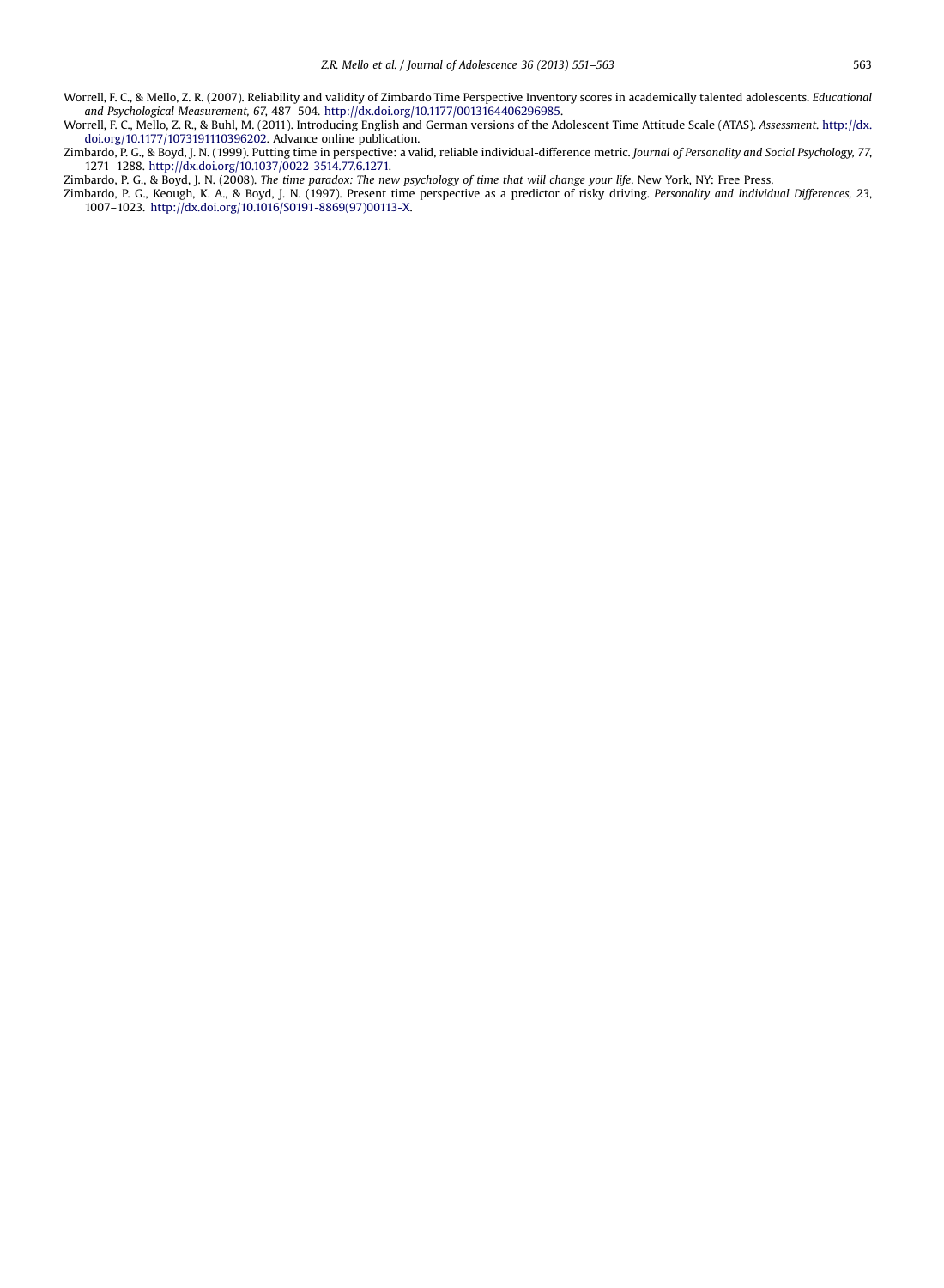Worrell, F. C., & Mello, Z. R. (2007). Reliability and validity of Zimbardo Time Perspective Inventory scores in academically talented adolescents. *Educational and Psychological Measurement, 67*, 487–504. http://dx.doi.org/10.1177/0013164406296985.

Worrell, F. C., Mello, Z. R., & Buhl, M. (2011). Introducing English and German versions of the Adolescent Time Attitude Scale (ATAS). *Assessment*. http://dx.doi.org/10.1177/1073191110396202. Advance online publication.

Zimbardo, P. G., & Boyd, J. N. (1999). Putting time in perspective: a valid, reliable individual-difference metric. *Journal of Personality and Social Psychology, 77*, 1271–1288. http://dx.doi.org/10.1037/0022-3514.77.6.1271.

Zimbardo, P. G., & Boyd, J. N. (2008). *The time paradox: The new psychology of time that will change your life*. New York, NY: Free Press.

Zimbardo, P. G., Keough, K. A., & Boyd, J. N. (1997). Present time perspective as a predictor of risky driving. *Personality and Individual Differences, 23*, 1007–1023. http://dx.doi.org/10.1016/S0191-8869(97)00113-X.